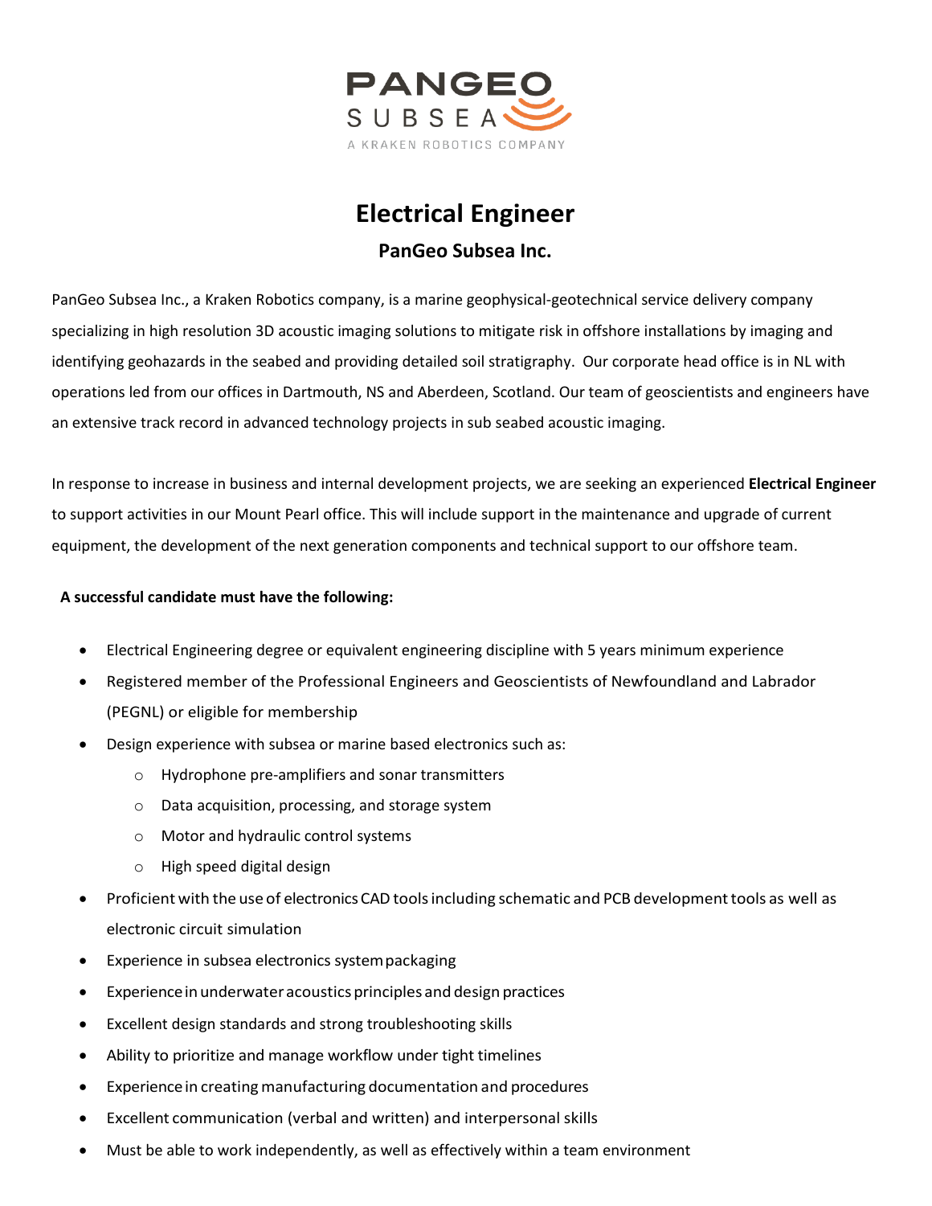PANGEO SUBSEA

A KRAKEN ROBOTICS COMPANY

# Electrical Engineer

## PanGeo Subsea Inc.

PanGeo Subsea Inc., a Kraken Robotics company, is a marine geophysical-geotechnical service delivery company specializing in high resolution 3D acoustic imaging solutions to mitigate risk in offshore installations by imaging and identifying geohazards in the seabed and providing detailed soil stratigraphy. Our corporate head office is in NL with operations led from our offices in Dartmouth, NS and Aberdeen, Scotland. Our team of geoscientists and engineers have an extensive track record in advanced technology projects in sub seabed acoustic imaging.

In response to increase in business and internal development projects, we are seeking an experienced **Electrical Engineer** to support activities in our Mount Pearl office. This will include support in the maintenance and upgrade of current equipment, the development of the next generation components and technical support to our offshore team.

**A successful candidate must have the following:**

- Electrical Engineering degree or equivalent engineering discipline with 5 years minimum experience
- Registered member of the Professional Engineers and Geoscientists of Newfoundland and Labrador (PEGNL) or eligible for membership
- Design experience with subsea or marine based electronics such as:
  - Hydrophone pre-amplifiers and sonar transmitters
  - Data acquisition, processing, and storage system
  - Motor and hydraulic control systems
  - High speed digital design
- Proficient with the use of electronics CAD tools including schematic and PCB development tools as well as electronic circuit simulation
- Experience in subsea electronics system packaging
- Experience in underwater acoustics principles and design practices
- Excellent design standards and strong troubleshooting skills
- Ability to prioritize and manage workflow under tight timelines
- Experience in creating manufacturing documentation and procedures
- Excellent communication (verbal and written) and interpersonal skills
- Must be able to work independently, as well as effectively within a team environment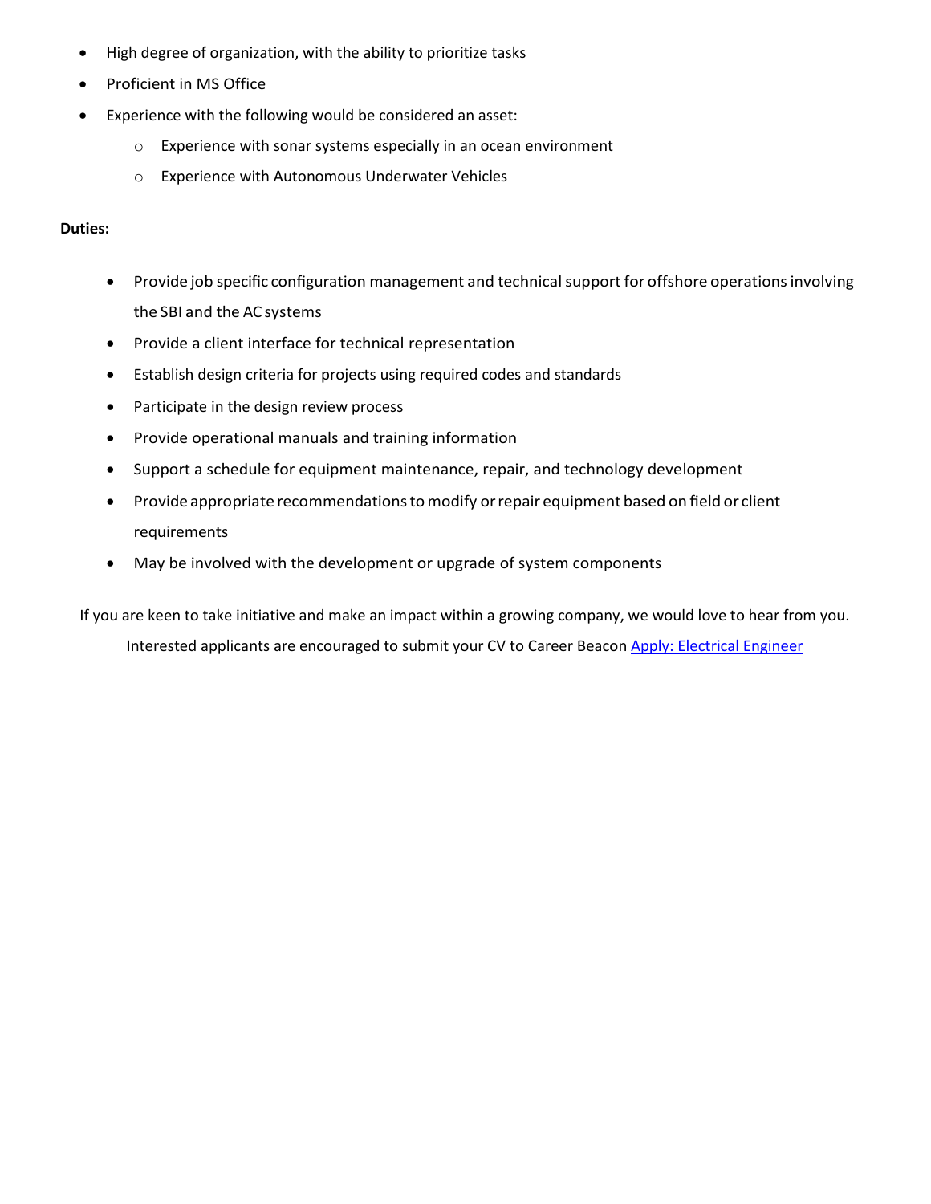- High degree of organization, with the ability to prioritize tasks
- Proficient in MS Office
- Experience with the following would be considered an asset:
  - Experience with sonar systems especially in an ocean environment
  - Experience with Autonomous Underwater Vehicles

**Duties:**

- Provide job specific configuration management and technical support for offshore operations involving the SBI and the AC systems
- Provide a client interface for technical representation
- Establish design criteria for projects using required codes and standards
- Participate in the design review process
- Provide operational manuals and training information
- Support a schedule for equipment maintenance, repair, and technology development
- Provide appropriate recommendations to modify or repair equipment based on field or client requirements
- May be involved with the development or upgrade of system components

If you are keen to take initiative and make an impact within a growing company, we would love to hear from you.

Interested applicants are encouraged to submit your CV to Career Beacon [Apply: Electrical Engineer]